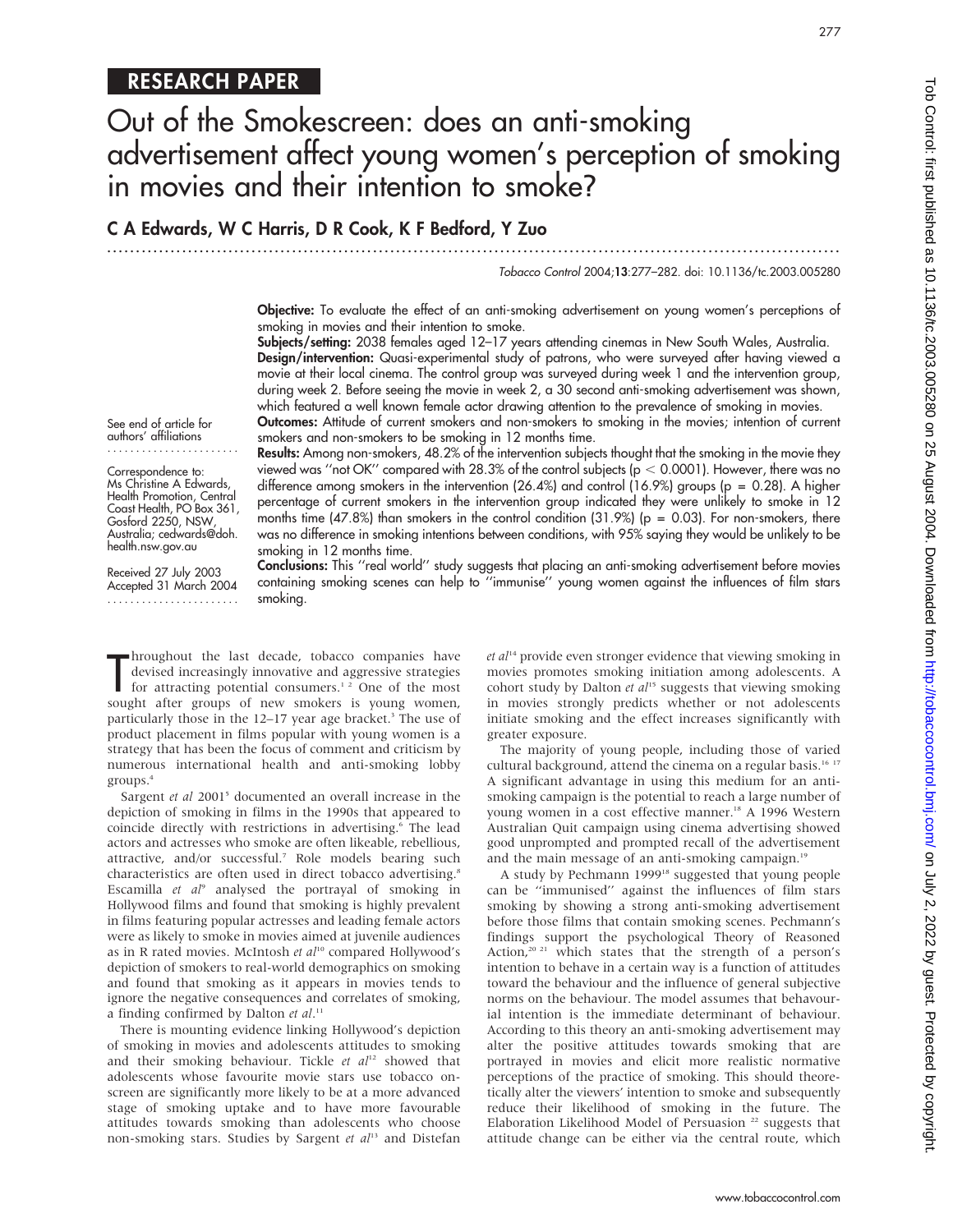RESEARCH PAPER

# Out of the Smokescreen: does an anti-smoking advertisement affect young women's perception of smoking in movies and their intention to smoke?

**C A Edwards, W C Harris, D R Cook, K F Bedford, Y Zuo**

*Tobacco Control* 2004;**13**:277–282. doi: 10.1136/tc.2003.005280

**Objective:** To evaluate the effect of an anti-smoking advertisement on young women's perceptions of smoking in movies and their intention to smoke.

**Subjects/setting:** 2038 females aged 12–17 years attending cinemas in New South Wales, Australia.

**Design/intervention:** Quasi-experimental study of patrons, who were surveyed after having viewed a movie at their local cinema. The control group was surveyed during week 1 and the intervention group, during week 2. Before seeing the movie in week 2, a 30 second anti-smoking advertisement was shown, which featured a well known female actor drawing attention to the prevalence of smoking in movies.

**Outcomes:** Attitude of current smokers and non-smokers to smoking in the movies; intention of current smokers and non-smokers to be smoking in 12 months time.

**Results:** Among non-smokers, 48.2% of the intervention subjects thought that the smoking in the movie they viewed was "not OK" compared with 28.3% of the control subjects ($p < 0.0001$). However, there was no difference among smokers in the intervention (26.4%) and control (16.9%) groups ($p = 0.28$). A higher percentage of current smokers in the intervention group indicated they were unlikely to smoke in 12 months time (47.8%) than smokers in the control condition (31.9%) ($p = 0.03$). For non-smokers, there was no difference in smoking intentions between conditions, with 95% saying they would be unlikely to be smoking in 12 months time.

**Conclusions:** This "real world" study suggests that placing an anti-smoking advertisement before movies containing smoking scenes can help to "immunise" young women against the influences of film stars smoking.

See end of article for authors' affiliations

Correspondence to: Ms Christine A Edwards, Health Promotion, Central Coast Health, PO Box 361, Gosford 2250, NSW, Australia; cedwards@doh.health.nsw.gov.au

Received 27 July 2003
Accepted 31 March 2004

Throughout the last decade, tobacco companies have devised increasingly innovative and aggressive strategies for attracting potential consumers.[1,2] One of the most sought after groups of new smokers is young women, particularly those in the 12–17 year age bracket.[3] The use of product placement in films popular with young women is a strategy that has been the focus of comment and criticism by numerous international health and anti-smoking lobby groups.[4]

Sargent *et al* 2001[5] documented an overall increase in the depiction of smoking in films in the 1990s that appeared to coincide directly with restrictions in advertising.[6] The lead actors and actresses who smoke are often likeable, rebellious, attractive, and/or successful.[7] Role models bearing such characteristics are often used in direct tobacco advertising.[8] Escamilla *et al*[9] analysed the portrayal of smoking in Hollywood films and found that smoking is highly prevalent in films featuring popular actresses and leading female actors were as likely to smoke in movies aimed at juvenile audiences as in R rated movies. McIntosh *et al*[10] compared Hollywood's depiction of smokers to real-world demographics on smoking and found that smoking as it appears in movies tends to ignore the negative consequences and correlates of smoking, a finding confirmed by Dalton *et al*.[11]

There is mounting evidence linking Hollywood's depiction of smoking in movies and adolescents attitudes to smoking and their smoking behaviour. Tickle *et al*[12] showed that adolescents whose favourite movie stars use tobacco on-screen are significantly more likely to be at a more advanced stage of smoking uptake and to have more favourable attitudes towards smoking than adolescents who choose non-smoking stars. Studies by Sargent *et al*[13] and Distefan *et al*[14] provide even stronger evidence that viewing smoking in movies promotes smoking initiation among adolescents. A cohort study by Dalton *et al*[15] suggests that viewing smoking in movies strongly predicts whether or not adolescents initiate smoking and the effect increases significantly with greater exposure.

The majority of young people, including those of varied cultural background, attend the cinema on a regular basis.[16,17] A significant advantage in using this medium for an anti-smoking campaign is the potential to reach a large number of young women in a cost effective manner.[18] A 1996 Western Australian Quit campaign using cinema advertising showed good unprompted and prompted recall of the advertisement and the main message of an anti-smoking campaign.[19]

A study by Pechmann 1999[18] suggested that young people can be "immunised" against the influences of film stars smoking by showing a strong anti-smoking advertisement before those films that contain smoking scenes. Pechmann's findings support the psychological Theory of Reasoned Action,[20,21] which states that the strength of a person's intention to behave in a certain way is a function of attitudes toward the behaviour and the influence of general subjective norms on the behaviour. The model assumes that behavioural intention is the immediate determinant of behaviour. According to this theory an anti-smoking advertisement may alter the positive attitudes towards smoking that are portrayed in movies and elicit more realistic normative perceptions of the practice of smoking. This should theoretically alter the viewers' intention to smoke and subsequently reduce their likelihood of smoking in the future. The Elaboration Likelihood Model of Persuasion [22] suggests that attitude change can be either via the central route, which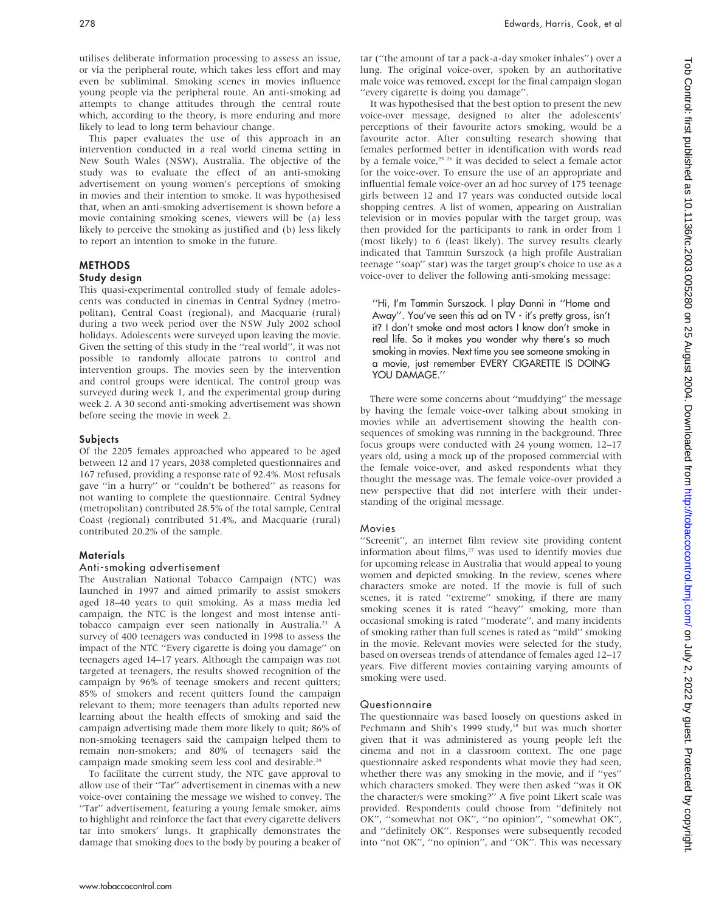utilises deliberate information processing to assess an issue, or via the peripheral route, which takes less effort and may even be subliminal. Smoking scenes in movies influence young people via the peripheral route. An anti-smoking ad attempts to change attitudes through the central route which, according to the theory, is more enduring and more likely to lead to long term behaviour change.

This paper evaluates the use of this approach in an intervention conducted in a real world cinema setting in New South Wales (NSW), Australia. The objective of the study was to evaluate the effect of an anti-smoking advertisement on young women's perceptions of smoking in movies and their intention to smoke. It was hypothesised that, when an anti-smoking advertisement is shown before a movie containing smoking scenes, viewers will be (a) less likely to perceive the smoking as justified and (b) less likely to report an intention to smoke in the future.

## METHODS

### Study design

This quasi-experimental controlled study of female adolescents was conducted in cinemas in Central Sydney (metropolitan), Central Coast (regional), and Macquarie (rural) during a two week period over the NSW July 2002 school holidays. Adolescents were surveyed upon leaving the movie. Given the setting of this study in the "real world", it was not possible to randomly allocate patrons to control and intervention groups. The movies seen by the intervention and control groups were identical. The control group was surveyed during week 1, and the experimental group during week 2. A 30 second anti-smoking advertisement was shown before seeing the movie in week 2.

### Subjects

Of the 2205 females approached who appeared to be aged between 12 and 17 years, 2038 completed questionnaires and 167 refused, providing a response rate of 92.4%. Most refusals gave "in a hurry" or "couldn't be bothered" as reasons for not wanting to complete the questionnaire. Central Sydney (metropolitan) contributed 28.5% of the total sample, Central Coast (regional) contributed 51.4%, and Macquarie (rural) contributed 20.2% of the sample.

### Materials

#### Anti-smoking advertisement

The Australian National Tobacco Campaign (NTC) was launched in 1997 and aimed primarily to assist smokers aged 18–40 years to quit smoking. As a mass media led campaign, the NTC is the longest and most intense anti-tobacco campaign ever seen nationally in Australia.[23] A survey of 400 teenagers was conducted in 1998 to assess the impact of the NTC "Every cigarette is doing you damage" on teenagers aged 14–17 years. Although the campaign was not targeted at teenagers, the results showed recognition of the campaign by 96% of teenage smokers and recent quitters; 85% of smokers and recent quitters found the campaign relevant to them; more teenagers than adults reported new learning about the health effects of smoking and said the campaign advertising made them more likely to quit; 86% of non-smoking teenagers said the campaign helped them to remain non-smokers; and 80% of teenagers said the campaign made smoking seem less cool and desirable.[24]

To facilitate the current study, the NTC gave approval to allow use of their "Tar" advertisement in cinemas with a new voice-over containing the message we wished to convey. The "Tar" advertisement, featuring a young female smoker, aims to highlight and reinforce the fact that every cigarette delivers tar into smokers' lungs. It graphically demonstrates the damage that smoking does to the body by pouring a beaker of tar ("the amount of tar a pack-a-day smoker inhales") over a lung. The original voice-over, spoken by an authoritative male voice was removed, except for the final campaign slogan "every cigarette is doing you damage".

It was hypothesised that the best option to present the new voice-over message, designed to alter the adolescents' perceptions of their favourite actors smoking, would be a favourite actor. After consulting research showing that females performed better in identification with words read by a female voice,[25 26] it was decided to select a female actor for the voice-over. To ensure the use of an appropriate and influential female voice-over an ad hoc survey of 175 teenage girls between 12 and 17 years was conducted outside local shopping centres. A list of women, appearing on Australian television or in movies popular with the target group, was then provided for the participants to rank in order from 1 (most likely) to 6 (least likely). The survey results clearly indicated that Tammin Surszock (a high profile Australian teenage "soap" star) was the target group's choice to use as a voice-over to deliver the following anti-smoking message:

> "Hi, I'm Tammin Surszock. I play Danni in "Home and Away". You've seen this ad on TV - it's pretty gross, isn't it? I don't smoke and most actors I know don't smoke in real life. So it makes you wonder why there's so much smoking in movies. Next time you see someone smoking in a movie, just remember EVERY CIGARETTE IS DOING YOU DAMAGE."

There were some concerns about "muddying" the message by having the female voice-over talking about smoking in movies while an advertisement showing the health consequences of smoking was running in the background. Three focus groups were conducted with 24 young women, 12–17 years old, using a mock up of the proposed commercial with the female voice-over, and asked respondents what they thought the message was. The female voice-over provided a new perspective that did not interfere with their understanding of the original message.

#### Movies

"Screenit", an internet film review site providing content information about films,[27] was used to identify movies due for upcoming release in Australia that would appeal to young women and depicted smoking. In the review, scenes where characters smoke are noted. If the movie is full of such scenes, it is rated "extreme" smoking, if there are many smoking scenes it is rated "heavy" smoking, more than occasional smoking is rated "moderate", and many incidents of smoking rather than full scenes is rated as "mild" smoking in the movie. Relevant movies were selected for the study, based on overseas trends of attendance of females aged 12–17 years. Five different movies containing varying amounts of smoking were used.

#### Questionnaire

The questionnaire was based loosely on questions asked in Pechmann and Shih's 1999 study,[18] but was much shorter given that it was administered as young people left the cinema and not in a classroom context. The one page questionnaire asked respondents what movie they had seen, whether there was any smoking in the movie, and if "yes" which characters smoked. They were then asked "was it OK the character/s were smoking?" A five point Likert scale was provided. Respondents could choose from "definitely not OK", "somewhat not OK", "no opinion", "somewhat OK", and "definitely OK". Responses were subsequently recoded into "not OK", "no opinion", and "OK". This was necessary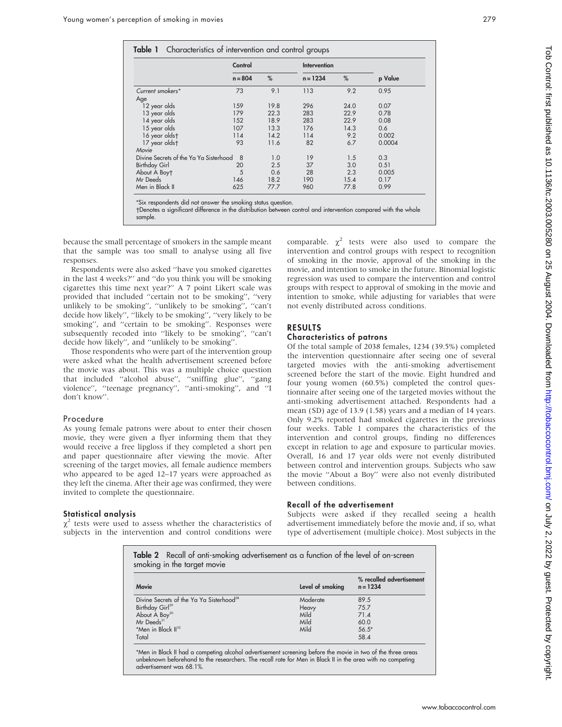**Table 1** Characteristics of intervention and control groups

| | Control | | Intervention | | |
|---|---|---|---|---|---|
| | n = 804 | % | n = 1234 | % | p Value |
| *Current smokers** | 73 | 9.1 | 113 | 9.2 | 0.95 |
| *Age* | | | | | |
| 12 year olds | 159 | 19.8 | 296 | 24.0 | 0.07 |
| 13 year olds | 179 | 22.3 | 283 | 22.9 | 0.78 |
| 14 year olds | 152 | 18.9 | 283 | 22.9 | 0.08 |
| 15 year olds | 107 | 13.3 | 176 | 14.3 | 0.6 |
| 16 year olds† | 114 | 14.2 | 114 | 9.2 | 0.002 |
| 17 year olds† | 93 | 11.6 | 82 | 6.7 | 0.0004 |
| *Movie* | | | | | |
| Divine Secrets of the Ya Ya Sisterhood | 8 | 1.0 | 19 | 1.5 | 0.3 |
| Birthday Girl | 20 | 2.5 | 37 | 3.0 | 0.51 |
| About A Boy† | 5 | 0.6 | 28 | 2.3 | 0.005 |
| Mr Deeds | 146 | 18.2 | 190 | 15.4 | 0.17 |
| Men in Black II | 625 | 77.7 | 960 | 77.8 | 0.99 |

*Six respondents did not answer the smoking status question.
†Denotes a significant difference in the distribution between control and intervention compared with the whole sample.

because the small percentage of smokers in the sample meant that the sample was too small to analyse using all five responses.

Respondents were also asked "have you smoked cigarettes in the last 4 weeks?" and "do you think you will be smoking cigarettes this time next year?" A 7 point Likert scale was provided that included "certain not to be smoking", "very unlikely to be smoking", "unlikely to be smoking", "can't decide how likely", "likely to be smoking", "very likely to be smoking", and "certain to be smoking". Responses were subsequently recoded into "likely to be smoking", "can't decide how likely", and "unlikely to be smoking".

Those respondents who were part of the intervention group were asked what the health advertisement screened before the movie was about. This was a multiple choice question that included "alcohol abuse", "sniffing glue", "gang violence", "teenage pregnancy", "anti-smoking", and "I don't know".

### Procedure

As young female patrons were about to enter their chosen movie, they were given a flyer informing them that they would receive a free lipgloss if they completed a short pen and paper questionnaire after viewing the movie. After screening of the target movies, all female audience members who appeared to be aged 12–17 years were approached as they left the cinema. After their age was confirmed, they were invited to complete the questionnaire.

### Statistical analysis

$\chi^2$ tests were used to assess whether the characteristics of subjects in the intervention and control conditions were comparable. $\chi^2$ tests were also used to compare the intervention and control groups with respect to recognition of smoking in the movie, approval of the smoking in the movie, and intention to smoke in the future. Binomial logistic regression was used to compare the intervention and control groups with respect to approval of smoking in the movie and intention to smoke, while adjusting for variables that were not evenly distributed across conditions.

## RESULTS

### Characteristics of patrons

Of the total sample of 2038 females, 1234 (39.5%) completed the intervention questionnaire after seeing one of several targeted movies with the anti-smoking advertisement screened before the start of the movie. Eight hundred and four young women (60.5%) completed the control questionnaire after seeing one of the targeted movies without the anti-smoking advertisement attached. Respondents had a mean (SD) age of 13.9 (1.58) years and a median of 14 years. Only 9.2% reported had smoked cigarettes in the previous four weeks. Table 1 compares the characteristics of the intervention and control groups, finding no differences except in relation to age and exposure to particular movies. Overall, 16 and 17 year olds were not evenly distributed between control and intervention groups. Subjects who saw the movie "About a Boy" were also not evenly distributed between conditions.

### Recall of the advertisement

Subjects were asked if they recalled seeing a health advertisement immediately before the movie and, if so, what type of advertisement (multiple choice). Most subjects in the

**Table 2** Recall of anti-smoking advertisement as a function of the level of on-screen smoking in the target movie

| Movie | Level of smoking | % recalled advertisement n = 1234 |
|---|---|---|
| Divine Secrets of the Ya Ya Sisterhood[28] | Moderate | 89.5 |
| Birthday Girl[29] | Heavy | 75.7 |
| About A Boy[30] | Mild | 71.4 |
| Mr Deeds[31] | Mild | 60.0 |
| *Men in Black II[32] | Mild | 56.5* |
| Total | | 58.4 |

*Men in Black II had a competing alcohol advertisement screening before the movie in two of the three areas unbeknown beforehand to the researchers. The recall rate for Men in Black II in the area with no competing advertisement was 68.1%.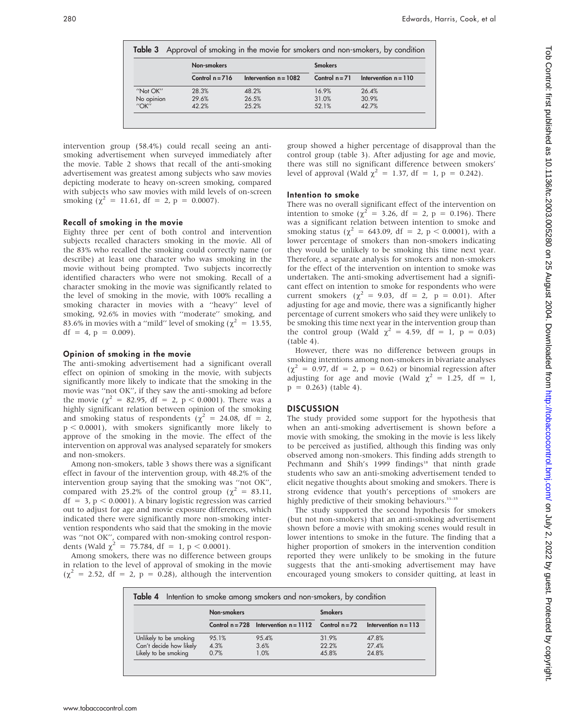**Table 3** Approval of smoking in the movie for smokers and non-smokers, by condition

| | Non-smokers | | Smokers | |
|---|---|---|---|---|
| | Control n = 716 | Intervention n = 1082 | Control n = 71 | Intervention n = 110 |
| "Not OK" | 28.3% | 48.2% | 16.9% | 26.4% |
| No opinion | 29.6% | 26.5% | 31.0% | 30.9% |
| "OK" | 42.2% | 25.2% | 52.1% | 42.7% |

intervention group (58.4%) could recall seeing an anti-smoking advertisement when surveyed immediately after the movie. Table 2 shows that recall of the anti-smoking advertisement was greatest among subjects who saw movies depicting moderate to heavy on-screen smoking, compared with subjects who saw movies with mild levels of on-screen smoking ($\chi^2$ = 11.61, df = 2, p = 0.0007).

### Recall of smoking in the movie

Eighty three per cent of both control and intervention subjects recalled characters smoking in the movie. All of the 83% who recalled the smoking could correctly name (or describe) at least one character who was smoking in the movie without being prompted. Two subjects incorrectly identified characters who were not smoking. Recall of a character smoking in the movie was significantly related to the level of smoking in the movie, with 100% recalling a smoking character in movies with a "heavy" level of smoking, 92.6% in movies with "moderate" smoking, and 83.6% in movies with a "mild" level of smoking ($\chi^2$ = 13.55, df = 4, p = 0.009).

### Opinion of smoking in the movie

The anti-smoking advertisement had a significant overall effect on opinion of smoking in the movie, with subjects significantly more likely to indicate that the smoking in the movie was "not OK", if they saw the anti-smoking ad before the movie ($\chi^2$ = 82.95, df = 2, $p < 0.0001$). There was a highly significant relation between opinion of the smoking and smoking status of respondents ($\chi^2$ = 24.08, df = 2, $p < 0.0001$), with smokers significantly more likely to approve of the smoking in the movie. The effect of the intervention on approval was analysed separately for smokers and non-smokers.

Among non-smokers, table 3 shows there was a significant effect in favour of the intervention group, with 48.2% of the intervention group saying that the smoking was "not OK", compared with 25.2% of the control group ($\chi^2$ = 83.11, df = 3, $p < 0.0001$). A binary logistic regression was carried out to adjust for age and movie exposure differences, which indicated there were significantly more non-smoking intervention respondents who said that the smoking in the movie was "not OK", compared with non-smoking control respondents (Wald $\chi^2$ = 75.784, df = 1, $p < 0.0001$).

Among smokers, there was no difference between groups in relation to the level of approval of smoking in the movie ($\chi^2$ = 2.52, df = 2, p = 0.28), although the intervention group showed a higher percentage of disapproval than the control group (table 3). After adjusting for age and movie, there was still no significant difference between smokers' level of approval (Wald $\chi^2$ = 1.37, df = 1, p = 0.242).

### Intention to smoke

There was no overall significant effect of the intervention on intention to smoke ($\chi^2$ = 3.26, df = 2, p = 0.196). There was a significant relation between intention to smoke and smoking status ($\chi^2$ = 643.09, df = 2, $p < 0.0001$), with a lower percentage of smokers than non-smokers indicating they would be unlikely to be smoking this time next year. Therefore, a separate analysis for smokers and non-smokers for the effect of the intervention on intention to smoke was undertaken. The anti-smoking advertisement had a significant effect on intention to smoke for respondents who were current smokers ($\chi^2$ = 9.03, df = 2, p = 0.01). After adjusting for age and movie, there was a significantly higher percentage of current smokers who said they were unlikely to be smoking this time next year in the intervention group than the control group (Wald $\chi^2$ = 4.59, df = 1, p = 0.03) (table 4).

However, there was no difference between groups in smoking intentions among non-smokers in bivariate analyses ($\chi^2$ = 0.97, df = 2, p = 0.62) or binomial regression after adjusting for age and movie (Wald $\chi^2$ = 1.25, df = 1, p = 0.263) (table 4).

## DISCUSSION

The study provided some support for the hypothesis that when an anti-smoking advertisement is shown before a movie with smoking, the smoking in the movie is less likely to be perceived as justified, although this finding was only observed among non-smokers. This finding adds strength to Pechmann and Shih's 1999 findings[18] that ninth grade students who saw an anti-smoking advertisement tended to elicit negative thoughts about smoking and smokers. There is strong evidence that youth's perceptions of smokers are highly predictive of their smoking behaviours.[33–35]

The study supported the second hypothesis for smokers (but not non-smokers) that an anti-smoking advertisement shown before a movie with smoking scenes would result in lower intentions to smoke in the future. The finding that a higher proportion of smokers in the intervention condition reported they were unlikely to be smoking in the future suggests that the anti-smoking advertisement may have encouraged young smokers to consider quitting, at least in

**Table 4** Intention to smoke among smokers and non-smokers, by condition

| | Non-smokers | | Smokers | |
|---|---|---|---|---|
| | Control n = 728 | Intervention n = 1112 | Control n = 72 | Intervention n = 113 |
| Unlikely to be smoking | 95.1% | 95.4% | 31.9% | 47.8% |
| Can't decide how likely | 4.3% | 3.6% | 22.2% | 27.4% |
| Likely to be smoking | 0.7% | 1.0% | 45.8% | 24.8% |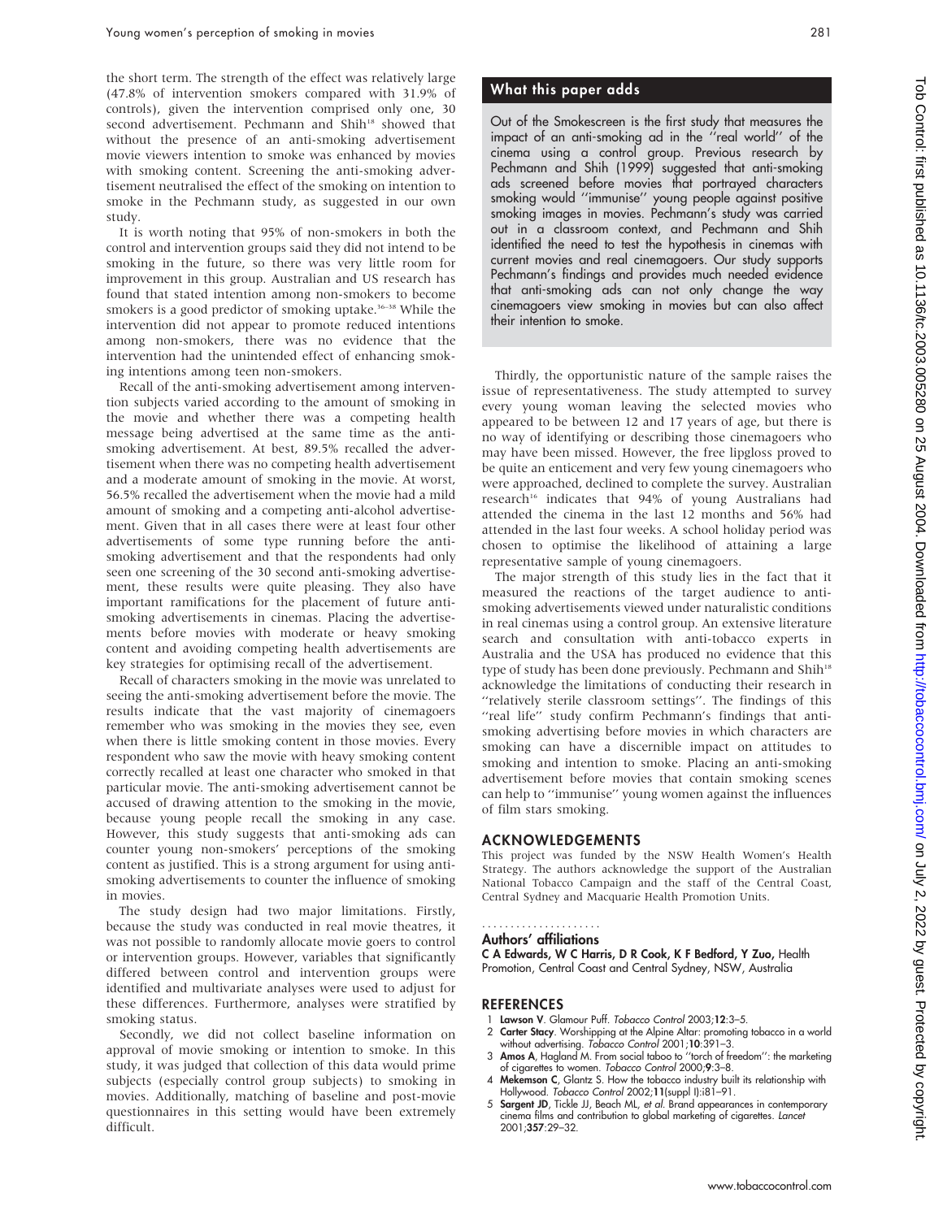the short term. The strength of the effect was relatively large (47.8% of intervention smokers compared with 31.9% of controls), given the intervention comprised only one, 30 second advertisement. Pechmann and Shih[18] showed that without the presence of an anti-smoking advertisement movie viewers intention to smoke was enhanced by movies with smoking content. Screening the anti-smoking advertisement neutralised the effect of the smoking on intention to smoke in the Pechmann study, as suggested in our own study.

It is worth noting that 95% of non-smokers in both the control and intervention groups said they did not intend to be smoking in the future, so there was very little room for improvement in this group. Australian and US research has found that stated intention among non-smokers to become smokers is a good predictor of smoking uptake.[36–38] While the intervention did not appear to promote reduced intentions among non-smokers, there was no evidence that the intervention had the unintended effect of enhancing smoking intentions among teen non-smokers.

Recall of the anti-smoking advertisement among intervention subjects varied according to the amount of smoking in the movie and whether there was a competing health message being advertised at the same time as the anti-smoking advertisement. At best, 89.5% recalled the advertisement when there was no competing health advertisement and a moderate amount of smoking in the movie. At worst, 56.5% recalled the advertisement when the movie had a mild amount of smoking and a competing anti-alcohol advertisement. Given that in all cases there were at least four other advertisements of some type running before the anti-smoking advertisement and that the respondents had only seen one screening of the 30 second anti-smoking advertisement, these results were quite pleasing. They also have important ramifications for the placement of future anti-smoking advertisements in cinemas. Placing the advertisements before movies with moderate or heavy smoking content and avoiding competing health advertisements are key strategies for optimising recall of the advertisement.

Recall of characters smoking in the movie was unrelated to seeing the anti-smoking advertisement before the movie. The results indicate that the vast majority of cinemagoers remember who was smoking in the movies they see, even when there is little smoking content in those movies. Every respondent who saw the movie with heavy smoking content correctly recalled at least one character who smoked in that particular movie. The anti-smoking advertisement cannot be accused of drawing attention to the smoking in the movie, because young people recall the smoking in any case. However, this study suggests that anti-smoking ads can counter young non-smokers' perceptions of the smoking content as justified. This is a strong argument for using anti-smoking advertisements to counter the influence of smoking in movies.

The study design had two major limitations. Firstly, because the study was conducted in real movie theatres, it was not possible to randomly allocate movie goers to control or intervention groups. However, variables that significantly differed between control and intervention groups were identified and multivariate analyses were used to adjust for these differences. Furthermore, analyses were stratified by smoking status.

Secondly, we did not collect baseline information on approval of movie smoking or intention to smoke. In this study, it was judged that collection of this data would prime subjects (especially control group subjects) to smoking in movies. Additionally, matching of baseline and post-movie questionnaires in this setting would have been extremely difficult.

## What this paper adds

Out of the Smokescreen is the first study that measures the impact of an anti-smoking ad in the "real world" of the cinema using a control group. Previous research by Pechmann and Shih (1999) suggested that anti-smoking ads screened before movies that portrayed characters smoking would "immunise" young people against positive smoking images in movies. Pechmann's study was carried out in a classroom context, and Pechmann and Shih identified the need to test the hypothesis in cinemas with current movies and real cinemagoers. Our study supports Pechmann's findings and provides much needed evidence that anti-smoking ads can not only change the way cinemagoers view smoking in movies but can also affect their intention to smoke.

Thirdly, the opportunistic nature of the sample raises the issue of representativeness. The study attempted to survey every young woman leaving the selected movies who appeared to be between 12 and 17 years of age, but there is no way of identifying or describing those cinemagoers who may have been missed. However, the free lipgloss proved to be quite an enticement and very few young cinemagoers who were approached, declined to complete the survey. Australian research[16] indicates that 94% of young Australians had attended the cinema in the last 12 months and 56% had attended in the last four weeks. A school holiday period was chosen to optimise the likelihood of attaining a large representative sample of young cinemagoers.

The major strength of this study lies in the fact that it measured the reactions of the target audience to anti-smoking advertisements viewed under naturalistic conditions in real cinemas using a control group. An extensive literature search and consultation with anti-tobacco experts in Australia and the USA has produced no evidence that this type of study has been done previously. Pechmann and Shih[18] acknowledge the limitations of conducting their research in "relatively sterile classroom settings". The findings of this "real life" study confirm Pechmann's findings that anti-smoking advertising before movies in which characters are smoking can have a discernible impact on attitudes to smoking and intention to smoke. Placing an anti-smoking advertisement before movies that contain smoking scenes can help to "immunise" young women against the influences of film stars smoking.

## ACKNOWLEDGEMENTS

This project was funded by the NSW Health Women's Health Strategy. The authors acknowledge the support of the Australian National Tobacco Campaign and the staff of the Central Coast, Central Sydney and Macquarie Health Promotion Units.

### Authors' affiliations

**C A Edwards, W C Harris, D R Cook, K F Bedford, Y Zuo,** Health Promotion, Central Coast and Central Sydney, NSW, Australia

## REFERENCES

1. **Lawson V**. Glamour Puff. *Tobacco Control* 2003;**12**:3–5.
2. **Carter Stacy**. Worshipping at the Alpine Altar: promoting tobacco in a world without advertising. *Tobacco Control* 2001;**10**:391–3.
3. **Amos A**, Hagland M. From social taboo to "torch of freedom": the marketing of cigarettes to women. *Tobacco Control* 2000;**9**:3–8.
4. **Mekemson C**, Glantz S. How the tobacco industry built its relationship with Hollywood. *Tobacco Control* 2002;**11**(suppl I):i81–91.
5. **Sargent JD**, Tickle JJ, Beach ML, *et al*. Brand appearances in contemporary cinema films and contribution to global marketing of cigarettes. *Lancet* 2001;**357**:29–32.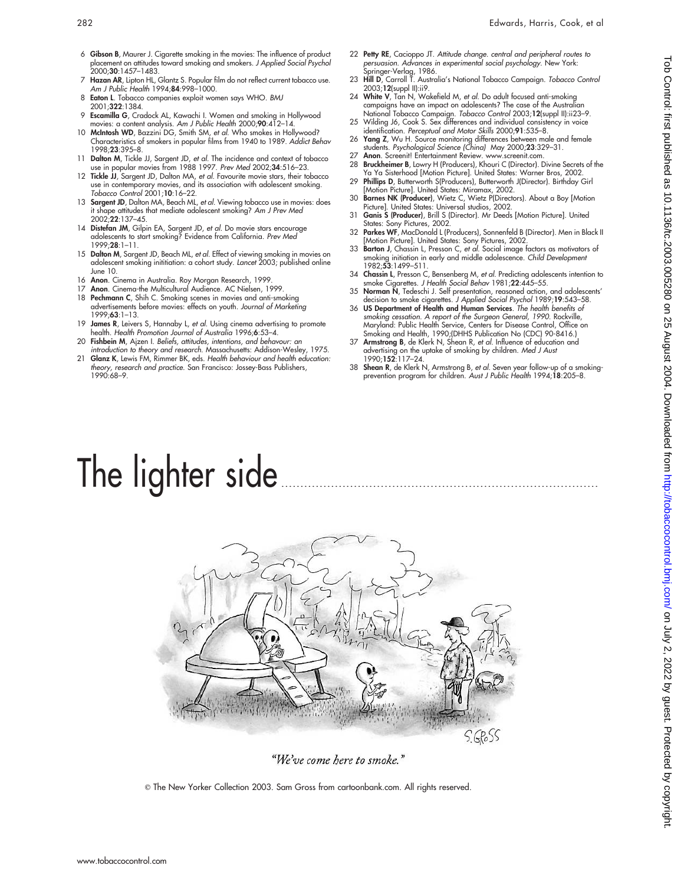6 **Gibson B**, Maurer J. Cigarette smoking in the movies: The influence of product placement on attitudes toward smoking and smokers. *J Applied Social Psychol* 2000;**30**:1457–1483.

7 **Hazan AR**, Lipton HL, Glantz S. Popular film do not reflect current tobacco use. *Am J Public Health* 1994;**84**:998–1000.

8 **Eaton L**. Tobacco companies exploit women says WHO. *BMJ* 2001;**322**:1384.

9 **Escamilla G**, Cradock AL, Kawachi I. Women and smoking in Hollywood movies: a content analysis. *Am J Public Health* 2000;**90**:412–14.

10 **McIntosh WD**, Bazzini DG, Smith SM, *et al*. Who smokes in Hollywood? Characteristics of smokers in popular films from 1940 to 1989. *Addict Behav* 1998;**23**:395–8.

11 **Dalton M**, Tickle JJ, Sargent JD, *et al*. The incidence and context of tobacco use in popular movies from 1988 1997. *Prev Med* 2002;**34**:516–23.

12 **Tickle JJ**, Sargent JD, Dalton MA, *et al*. Favourite movie stars, their tobacco use in contemporary movies, and its association with adolescent smoking. *Tobacco Control* 2001;**10**:16–22.

13 **Sargent JD**, Dalton MA, Beach ML, *et al*. Viewing tobacco use in movies: does it shape attitudes that mediate adolescent smoking? *Am J Prev Med* 2002;**22**:137–45.

14 **Distefan JM**, Gilpin EA, Sargent JD, *et al*. Do movie stars encourage adolescents to start smoking? Evidence from California. *Prev Med* 1999;**28**:1–11.

15 **Dalton M**, Sargent JD, Beach ML, *et al*. Effect of viewing smoking in movies on adolescent smoking inititiation: a cohort study. *Lancet* 2003; published online June 10.

16 **Anon**. Cinema in Australia. Roy Morgan Research, 1999.

17 **Anon**. Cinema-the Multicultural Audience. AC Nielsen, 1999.

18 **Pechmann C**, Shih C. Smoking scenes in movies and anti-smoking advertisements before movies: effects on youth. *Journal of Marketing* 1999;**63**:1–13.

19 **James R**, Leivers S, Hannaby L, *et al*. Using cinema advertising to promote health. *Health Promotion Journal of Australia* 1996;**6**:53–4.

20 **Fishbein M**, Ajzen I. *Beliefs, attitudes, intentions, and behavour: an introduction to theory and research*. Massachusetts: Addison-Wesley, 1975.

21 **Glanz K**, Lewis FM, Rimmer BK, eds. *Health behaviour and health education: theory, research and practice*. San Francisco: Jossey-Bass Publishers, 1990:68–9.

22 **Petty RE**, Cacioppo JT. *Attitude change. central and peripheral routes to persuasion. Advances in experimental social psychology*. New York: Springer-Verlag, 1986.

23 **Hill D**, Carroll T. Australia's National Tobacco Campaign. *Tobacco Control* 2003;**12**(suppl II):ii9.

24 **White V**, Tan N, Wakefield M, *et al*. Do adult focused anti-smoking campaigns have an impact on adolescents? The case of the Australian National Tobacco Campaign. *Tobacco Control* 2003;**12**(suppl II):ii23–9.

25 Wilding J6, Cook S. Sex differences and individual consistency in voice identification. *Perceptual and Motor Skills* 2000;**91**:535–8.

26 **Yang Z**, Wu H. Source monitoring differences between male and female students. *Psychological Science (China)* May 2000;**23**:329–31.

27 **Anon**. Screenit! Entertainment Review. www.screenit.com.

28 **Bruckheimer B**, Lowry H (Producers), Khouri C (Director). Divine Secrets of the Ya Ya Sisterhood [Motion Picture]. United States: Warner Bros, 2002.

29 **Phillips D**, Butterworth S(Producers), Butterworth J(Director). Birthday Girl [Motion Picture]. United States: Miramax, 2002.

30 **Barnes NK (Producer)**, Wietz C, Wietz P(Directors). About a Boy [Motion Picture]. United States: Universal studios, 2002.

31 **Ganis S (Producer)**, Brill S (Director). Mr Deeds [Motion Picture]. United States: Sony Pictures, 2002.

32 **Parkes WF**, MacDonald L (Producers), Sonnenfeld B (Director). Men in Black II [Motion Picture]. United States: Sony Pictures, 2002.

33 **Barton J**, Chassin L, Presson C, *et al*. Social image factors as motivators of smoking initiation in early and middle adolescence. *Child Development* 1982;**53**:1499–511.

34 **Chassin L**, Presson C, Bensenberg M, *et al*. Predicting adolescents intention to smoke Cigarettes. *J Health Social Behav* 1981;**22**:445–55.

35 **Norman N**, Tedeschi J. Self presentation, reasoned action, and adolescents' decision to smoke cigarettes. *J Applied Social Psychol* 1989;**19**:543–58.

36 **US Department of Health and Human Services**. *The health benefits of smoking cessation. A report of the Surgeon General, 1990*. Rockville, Maryland: Public Health Service, Centers for Disease Control, Office on Smoking and Health, 1990;(DHHS Publication No (CDC) 90-8416.)

37 **Armstrong B**, de Klerk N, Shean R, *et al*. Influence of education and advertising on the uptake of smoking by children. *Med J Aust* 1990;**152**:117–24.

38 **Shean R**, de Klerk N, Armstrong B, *et al*. Seven year follow-up of a smoking-prevention program for children. *Aust J Public Health* 1994;**18**:205–8.

# The lighter side

*"We've come here to smoke."*

© The New Yorker Collection 2003. Sam Gross from cartoonbank.com. All rights reserved.